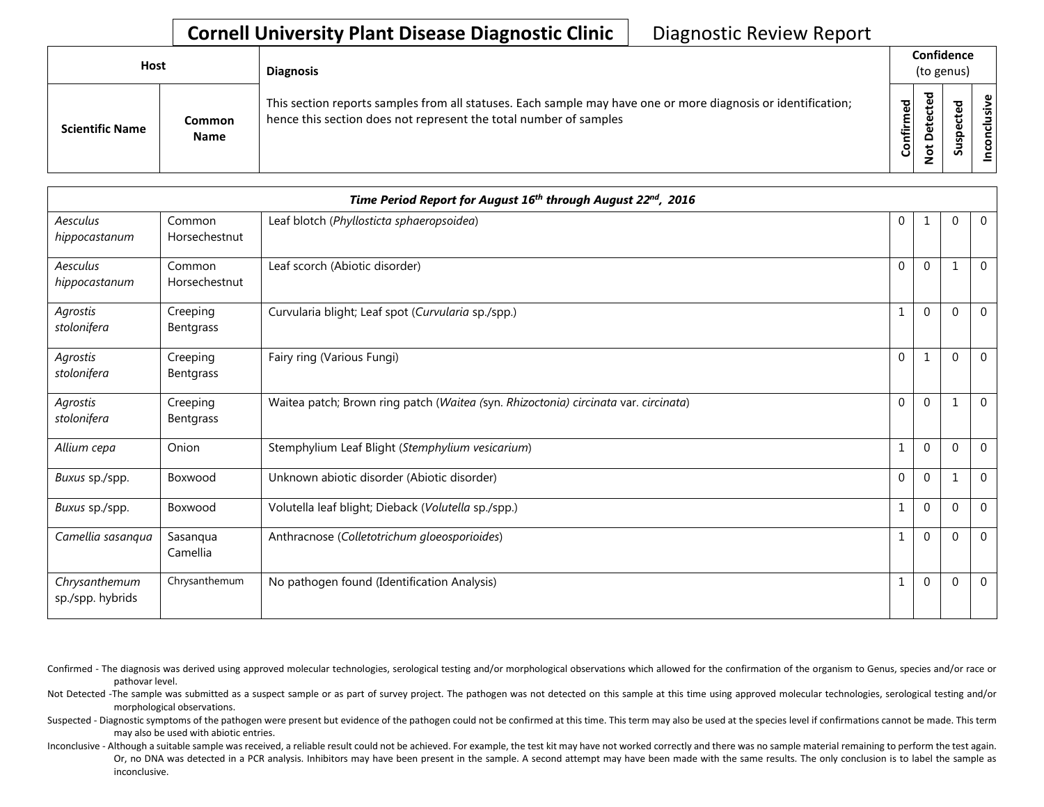# Cornell University Plant Disease Diagnostic Clinic

Diagnostic Review Report

| Host | | Diagnosis | Confidence (to genus) | | | |
|---|---|---|---|---|---|---|
| Scientific Name | Common Name | This section reports samples from all statuses. Each sample may have one or more diagnosis or identification; hence this section does not represent the total number of samples | Confirmed | Not Detected | Suspected | Inconclusive |
| ***Time Period Report for August 16th through August 22nd, 2016*** | | | | | | |
| *Aesculus hippocastanum* | Common Horsechestnut | Leaf blotch (*Phyllosticta sphaeropsoidea*) | 0 | 1 | 0 | 0 |
| *Aesculus hippocastanum* | Common Horsechestnut | Leaf scorch (Abiotic disorder) | 0 | 0 | 1 | 0 |
| *Agrostis stolonifera* | Creeping Bentgrass | Curvularia blight; Leaf spot (*Curvularia* sp./spp.) | 1 | 0 | 0 | 0 |
| *Agrostis stolonifera* | Creeping Bentgrass | Fairy ring (Various Fungi) | 0 | 1 | 0 | 0 |
| *Agrostis stolonifera* | Creeping Bentgrass | Waitea patch; Brown ring patch (*Waitea (*syn. *Rhizoctonia) circinata* var. *circinata*) | 0 | 0 | 1 | 0 |
| *Allium cepa* | Onion | Stemphylium Leaf Blight (*Stemphylium vesicarium*) | 1 | 0 | 0 | 0 |
| *Buxus* sp./spp. | Boxwood | Unknown abiotic disorder (Abiotic disorder) | 0 | 0 | 1 | 0 |
| *Buxus* sp./spp. | Boxwood | Volutella leaf blight; Dieback (*Volutella* sp./spp.) | 1 | 0 | 0 | 0 |
| *Camellia sasanqua* | Sasanqua Camellia | Anthracnose (*Colletotrichum gloeosporioides*) | 1 | 0 | 0 | 0 |
| *Chrysanthemum* sp./spp. hybrids | Chrysanthemum | No pathogen found (Identification Analysis) | 1 | 0 | 0 | 0 |

Confirmed - The diagnosis was derived using approved molecular technologies, serological testing and/or morphological observations which allowed for the confirmation of the organism to Genus, species and/or race or pathovar level.

Not Detected -The sample was submitted as a suspect sample or as part of survey project. The pathogen was not detected on this sample at this time using approved molecular technologies, serological testing and/or morphological observations.

Suspected - Diagnostic symptoms of the pathogen were present but evidence of the pathogen could not be confirmed at this time. This term may also be used at the species level if confirmations cannot be made. This term may also be used with abiotic entries.

Inconclusive - Although a suitable sample was received, a reliable result could not be achieved. For example, the test kit may have not worked correctly and there was no sample material remaining to perform the test again. Or, no DNA was detected in a PCR analysis. Inhibitors may have been present in the sample. A second attempt may have been made with the same results. The only conclusion is to label the sample as inconclusive.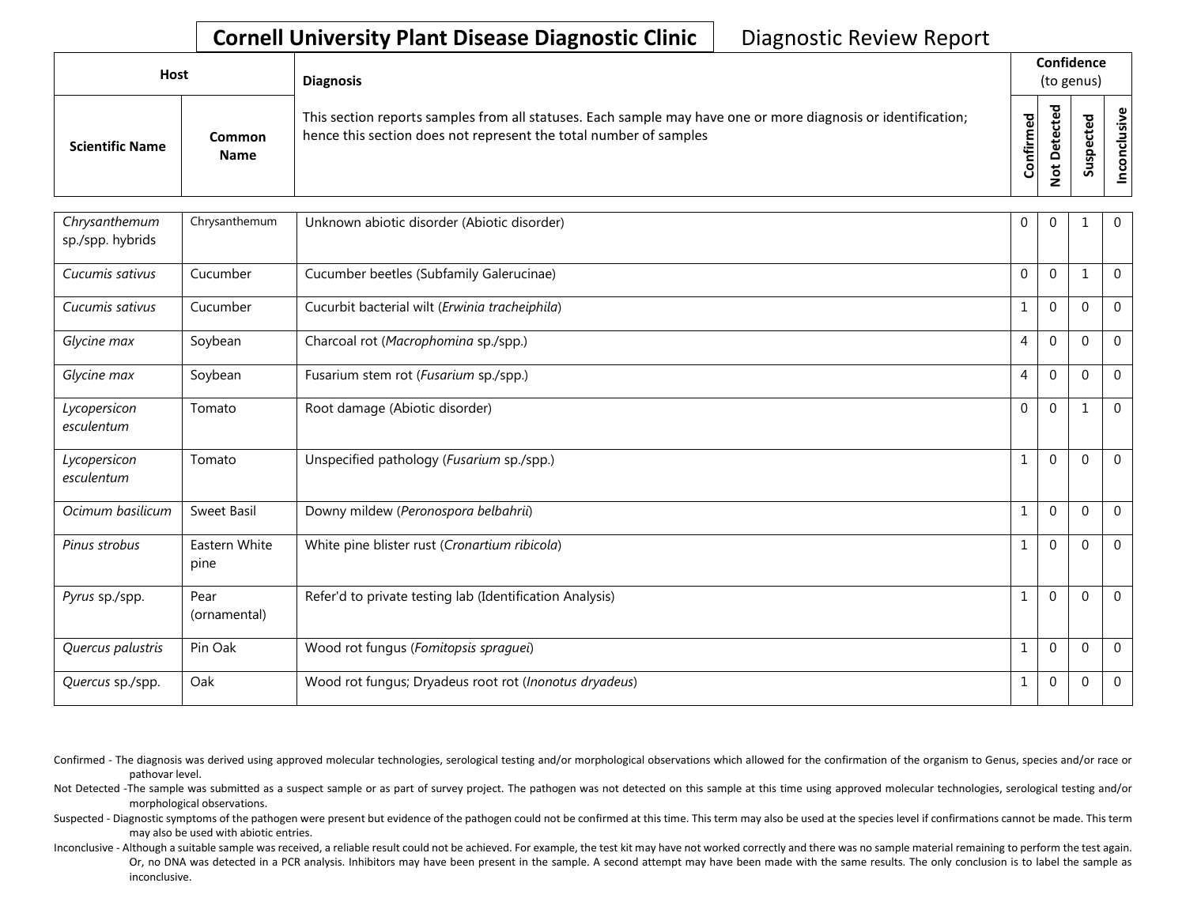**Cornell University Plant Disease Diagnostic Clinic** Diagnostic Review Report

| Host | | Diagnosis | Confidence (to genus) | | | |
|---|---|---|---|---|---|---|
| Scientific Name | Common Name | This section reports samples from all statuses. Each sample may have one or more diagnosis or identification; hence this section does not represent the total number of samples | Confirmed | Not Detected | Suspected | Inconclusive |
| *Chrysanthemum* sp./spp. hybrids | Chrysanthemum | Unknown abiotic disorder (Abiotic disorder) | 0 | 0 | 1 | 0 |
| *Cucumis sativus* | Cucumber | Cucumber beetles (Subfamily Galerucinae) | 0 | 0 | 1 | 0 |
| *Cucumis sativus* | Cucumber | Cucurbit bacterial wilt (*Erwinia tracheiphila*) | 1 | 0 | 0 | 0 |
| *Glycine max* | Soybean | Charcoal rot (*Macrophomina* sp./spp.) | 4 | 0 | 0 | 0 |
| *Glycine max* | Soybean | Fusarium stem rot (*Fusarium* sp./spp.) | 4 | 0 | 0 | 0 |
| *Lycopersicon esculentum* | Tomato | Root damage (Abiotic disorder) | 0 | 0 | 1 | 0 |
| *Lycopersicon esculentum* | Tomato | Unspecified pathology (*Fusarium* sp./spp.) | 1 | 0 | 0 | 0 |
| *Ocimum basilicum* | Sweet Basil | Downy mildew (*Peronospora belbahrii*) | 1 | 0 | 0 | 0 |
| *Pinus strobus* | Eastern White pine | White pine blister rust (*Cronartium ribicola*) | 1 | 0 | 0 | 0 |
| *Pyrus* sp./spp. | Pear (ornamental) | Refer'd to private testing lab (Identification Analysis) | 1 | 0 | 0 | 0 |
| *Quercus palustris* | Pin Oak | Wood rot fungus (*Fomitopsis spraguei*) | 1 | 0 | 0 | 0 |
| *Quercus* sp./spp. | Oak | Wood rot fungus; Dryadeus root rot (*Inonotus dryadeus*) | 1 | 0 | 0 | 0 |

Confirmed - The diagnosis was derived using approved molecular technologies, serological testing and/or morphological observations which allowed for the confirmation of the organism to Genus, species and/or race or pathovar level.

Not Detected -The sample was submitted as a suspect sample or as part of survey project. The pathogen was not detected on this sample at this time using approved molecular technologies, serological testing and/or morphological observations.

Suspected - Diagnostic symptoms of the pathogen were present but evidence of the pathogen could not be confirmed at this time. This term may also be used at the species level if confirmations cannot be made. This term may also be used with abiotic entries.

Inconclusive - Although a suitable sample was received, a reliable result could not be achieved. For example, the test kit may have not worked correctly and there was no sample material remaining to perform the test again. Or, no DNA was detected in a PCR analysis. Inhibitors may have been present in the sample. A second attempt may have been made with the same results. The only conclusion is to label the sample as inconclusive.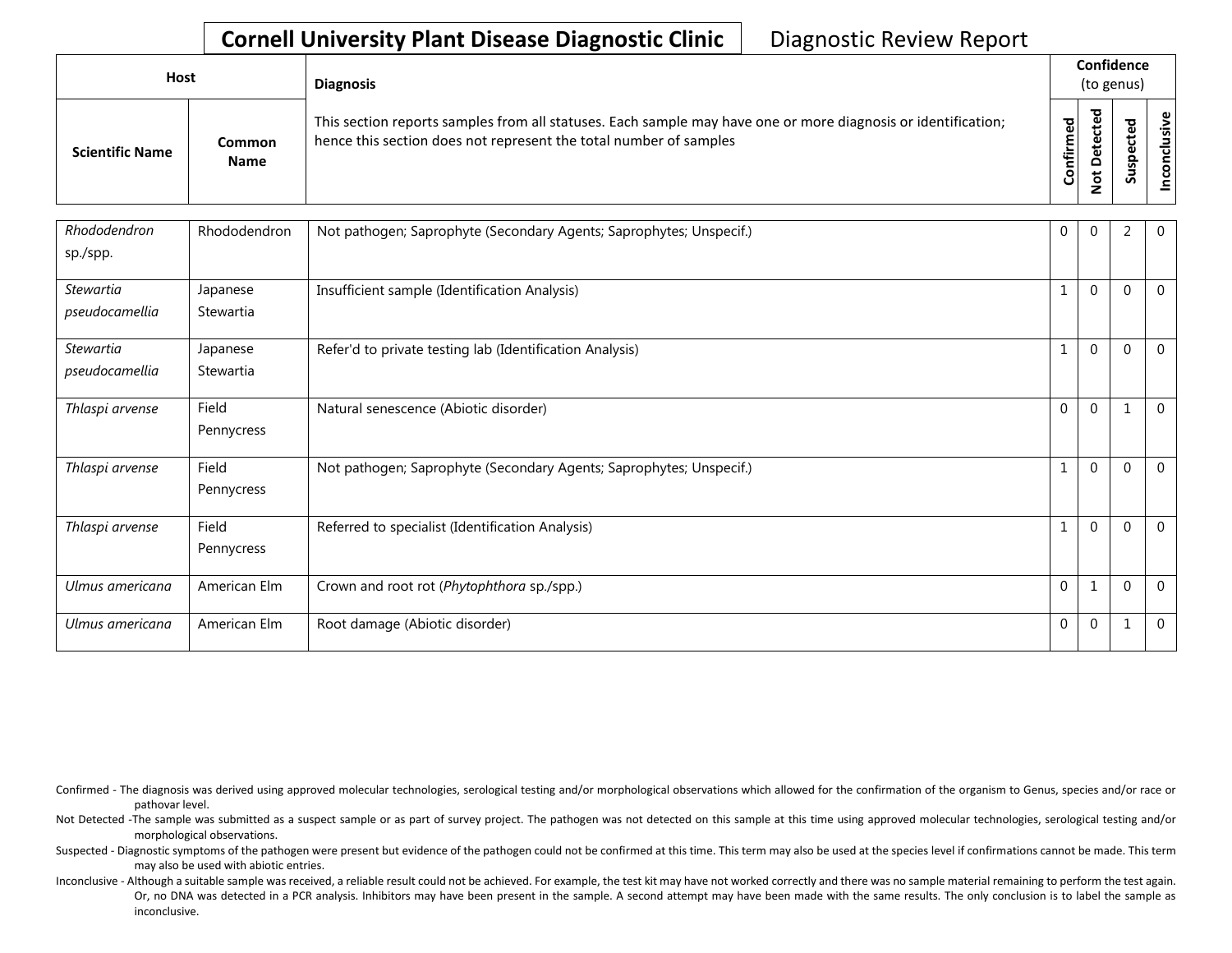**Cornell University Plant Disease Diagnostic Clinic** Diagnostic Review Report

| Host | | Diagnosis | Confidence (to genus) | | | |
|---|---|---|---|---|---|---|
| Scientific Name | Common Name | This section reports samples from all statuses. Each sample may have one or more diagnosis or identification; hence this section does not represent the total number of samples | Confirmed | Not Detected | Suspected | Inconclusive |
| *Rhododendron* sp./spp. | Rhododendron | Not pathogen; Saprophyte (Secondary Agents; Saprophytes; Unspecif.) | 0 | 0 | 2 | 0 |
| *Stewartia pseudocamellia* | Japanese Stewartia | Insufficient sample (Identification Analysis) | 1 | 0 | 0 | 0 |
| *Stewartia pseudocamellia* | Japanese Stewartia | Refer'd to private testing lab (Identification Analysis) | 1 | 0 | 0 | 0 |
| *Thlaspi arvense* | Field Pennycress | Natural senescence (Abiotic disorder) | 0 | 0 | 1 | 0 |
| *Thlaspi arvense* | Field Pennycress | Not pathogen; Saprophyte (Secondary Agents; Saprophytes; Unspecif.) | 1 | 0 | 0 | 0 |
| *Thlaspi arvense* | Field Pennycress | Referred to specialist (Identification Analysis) | 1 | 0 | 0 | 0 |
| *Ulmus americana* | American Elm | Crown and root rot (*Phytophthora* sp./spp.) | 0 | 1 | 0 | 0 |
| *Ulmus americana* | American Elm | Root damage (Abiotic disorder) | 0 | 0 | 1 | 0 |

Confirmed - The diagnosis was derived using approved molecular technologies, serological testing and/or morphological observations which allowed for the confirmation of the organism to Genus, species and/or race or pathovar level.

Not Detected -The sample was submitted as a suspect sample or as part of survey project. The pathogen was not detected on this sample at this time using approved molecular technologies, serological testing and/or morphological observations.

Suspected - Diagnostic symptoms of the pathogen were present but evidence of the pathogen could not be confirmed at this time. This term may also be used at the species level if confirmations cannot be made. This term may also be used with abiotic entries.

Inconclusive - Although a suitable sample was received, a reliable result could not be achieved. For example, the test kit may have not worked correctly and there was no sample material remaining to perform the test again. Or, no DNA was detected in a PCR analysis. Inhibitors may have been present in the sample. A second attempt may have been made with the same results. The only conclusion is to label the sample as inconclusive.